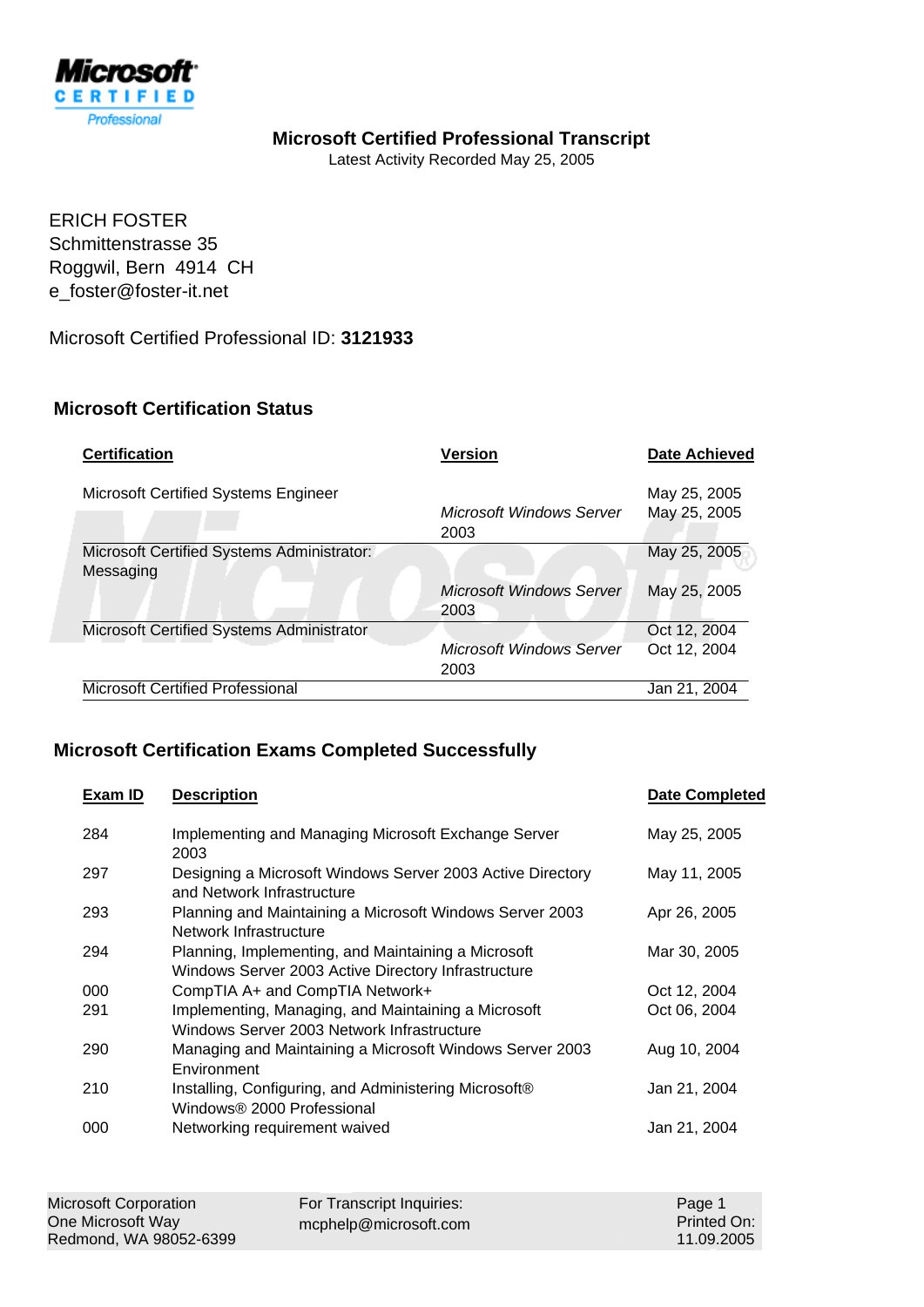Microsoft CERTIFIED Professional

# Microsoft Certified Professional Transcript

Latest Activity Recorded May 25, 2005

ERICH FOSTER
Schmittenstrasse 35
Roggwil, Bern 4914 CH
e_foster@foster-it.net

Microsoft Certified Professional ID: **3121933**

## Microsoft Certification Status

| Certification | Version | Date Achieved |
|---|---|---|
| Microsoft Certified Systems Engineer | | May 25, 2005 |
| | *Microsoft Windows Server 2003* | May 25, 2005 |
| Microsoft Certified Systems Administrator: Messaging | | May 25, 2005 |
| | *Microsoft Windows Server 2003* | May 25, 2005 |
| Microsoft Certified Systems Administrator | | Oct 12, 2004 |
| | *Microsoft Windows Server 2003* | Oct 12, 2004 |
| Microsoft Certified Professional | | Jan 21, 2004 |

## Microsoft Certification Exams Completed Successfully

| Exam ID | Description | Date Completed |
|---|---|---|
| 284 | Implementing and Managing Microsoft Exchange Server 2003 | May 25, 2005 |
| 297 | Designing a Microsoft Windows Server 2003 Active Directory and Network Infrastructure | May 11, 2005 |
| 293 | Planning and Maintaining a Microsoft Windows Server 2003 Network Infrastructure | Apr 26, 2005 |
| 294 | Planning, Implementing, and Maintaining a Microsoft Windows Server 2003 Active Directory Infrastructure | Mar 30, 2005 |
| 000 | CompTIA A+ and CompTIA Network+ | Oct 12, 2004 |
| 291 | Implementing, Managing, and Maintaining a Microsoft Windows Server 2003 Network Infrastructure | Oct 06, 2004 |
| 290 | Managing and Maintaining a Microsoft Windows Server 2003 Environment | Aug 10, 2004 |
| 210 | Installing, Configuring, and Administering Microsoft® Windows® 2000 Professional | Jan 21, 2004 |
| 000 | Networking requirement waived | Jan 21, 2004 |

Microsoft Corporation
One Microsoft Way
Redmond, WA 98052-6399

For Transcript Inquiries:
mcphelp@microsoft.com

Printed On: 11.09.2005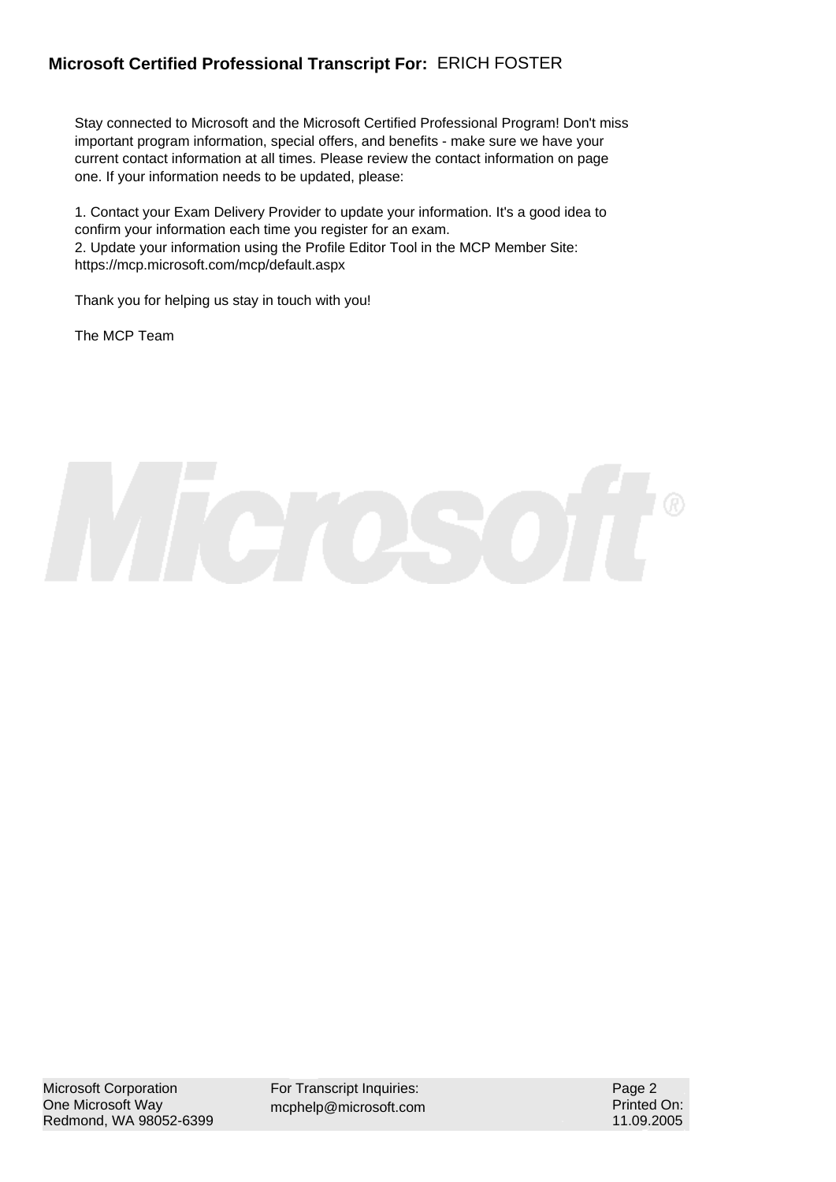**Microsoft Certified Professional Transcript For:** ERICH FOSTER

Stay connected to Microsoft and the Microsoft Certified Professional Program! Don't miss important program information, special offers, and benefits - make sure we have your current contact information at all times. Please review the contact information on page one. If your information needs to be updated, please:

1. Contact your Exam Delivery Provider to update your information. It's a good idea to confirm your information each time you register for an exam.
2. Update your information using the Profile Editor Tool in the MCP Member Site: https://mcp.microsoft.com/mcp/default.aspx

Thank you for helping us stay in touch with you!

The MCP Team

Microsoft Corporation
One Microsoft Way
Redmond, WA 98052-6399

For Transcript Inquiries:
mcphelp@microsoft.com

Printed On:
11.09.2005